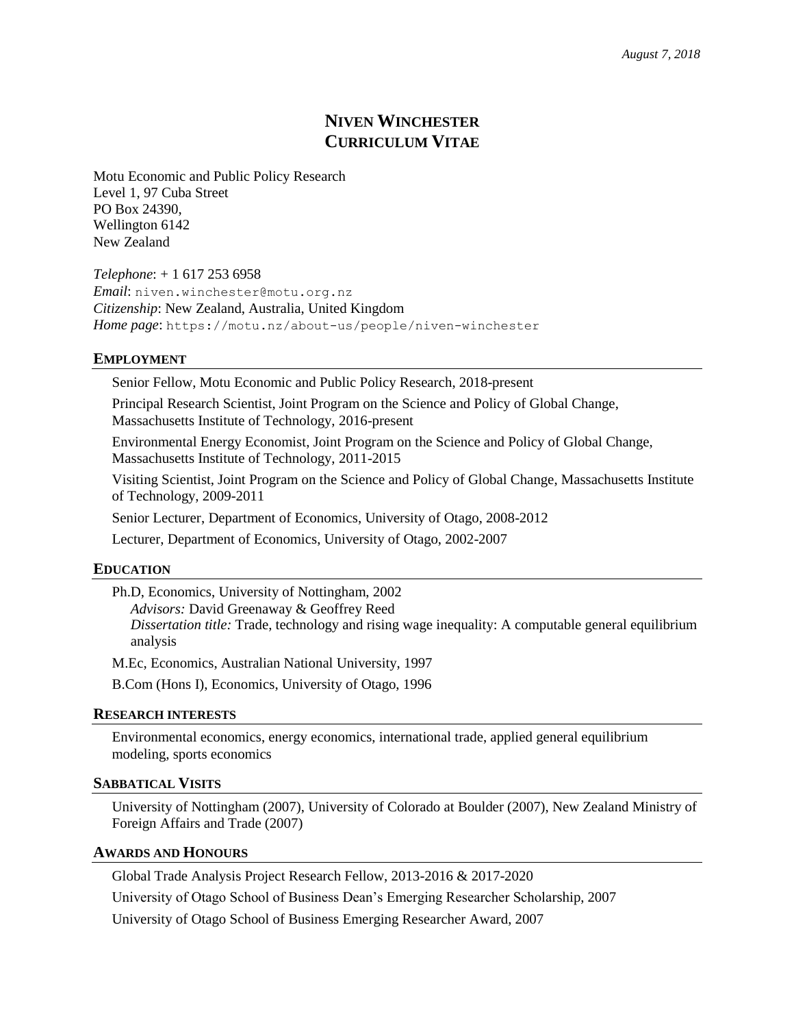*August 7, 2018*

# NIVEN WINCHESTER
# CURRICULUM VITAE

Motu Economic and Public Policy Research
Level 1, 97 Cuba Street
PO Box 24390,
Wellington 6142
New Zealand

*Telephone*: + 1 617 253 6958
*Email*: niven.winchester@motu.org.nz
*Citizenship*: New Zealand, Australia, United Kingdom
*Home page*: https://motu.nz/about-us/people/niven-winchester

## EMPLOYMENT

Senior Fellow, Motu Economic and Public Policy Research, 2018-present

Principal Research Scientist, Joint Program on the Science and Policy of Global Change, Massachusetts Institute of Technology, 2016-present

Environmental Energy Economist, Joint Program on the Science and Policy of Global Change, Massachusetts Institute of Technology, 2011-2015

Visiting Scientist, Joint Program on the Science and Policy of Global Change, Massachusetts Institute of Technology, 2009-2011

Senior Lecturer, Department of Economics, University of Otago, 2008-2012

Lecturer, Department of Economics, University of Otago, 2002-2007

## EDUCATION

Ph.D, Economics, University of Nottingham, 2002
*Advisors:* David Greenaway & Geoffrey Reed
*Dissertation title:* Trade, technology and rising wage inequality: A computable general equilibrium analysis

M.Ec, Economics, Australian National University, 1997

B.Com (Hons I), Economics, University of Otago, 1996

## RESEARCH INTERESTS

Environmental economics, energy economics, international trade, applied general equilibrium modeling, sports economics

## SABBATICAL VISITS

University of Nottingham (2007), University of Colorado at Boulder (2007), New Zealand Ministry of Foreign Affairs and Trade (2007)

## AWARDS AND HONOURS

Global Trade Analysis Project Research Fellow, 2013-2016 & 2017-2020

University of Otago School of Business Dean's Emerging Researcher Scholarship, 2007

University of Otago School of Business Emerging Researcher Award, 2007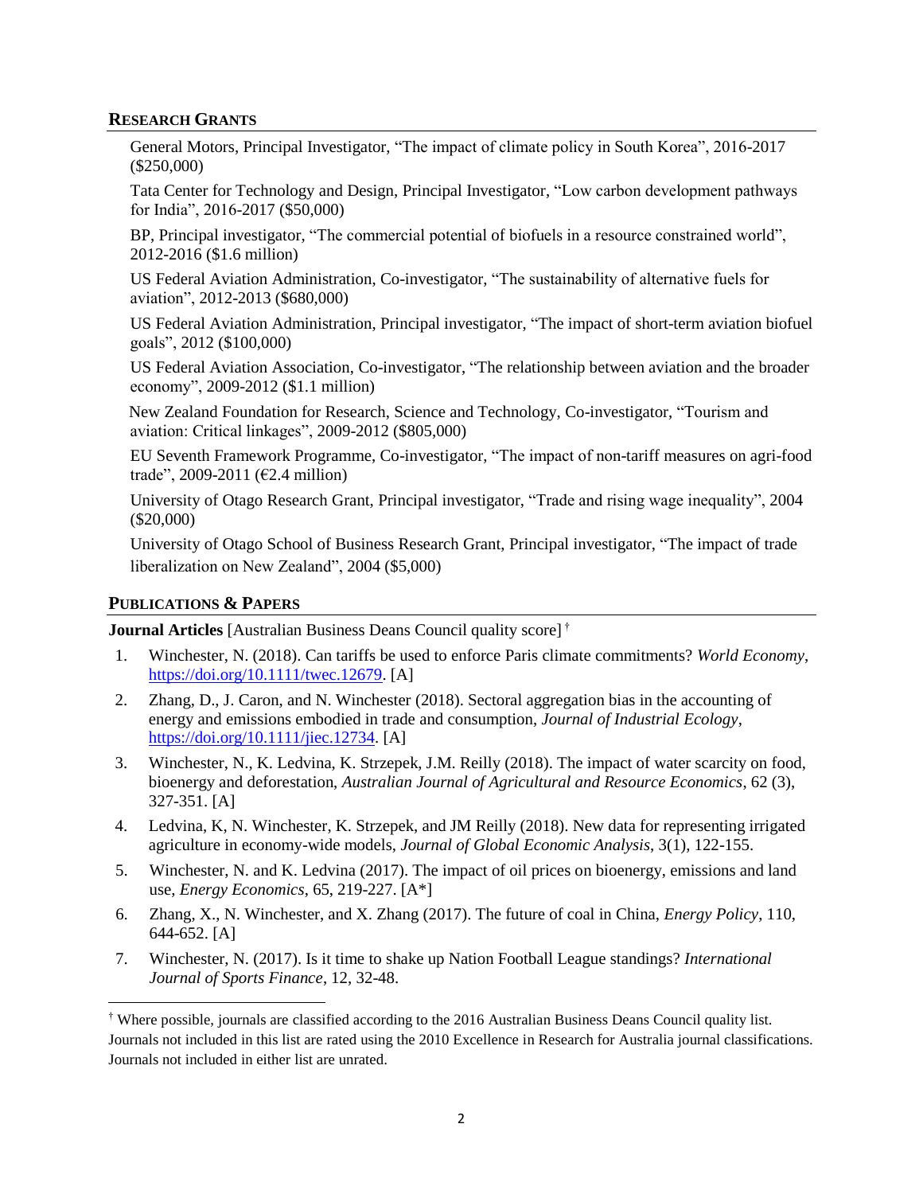## RESEARCH GRANTS

General Motors, Principal Investigator, "The impact of climate policy in South Korea", 2016-2017 ($250,000)

Tata Center for Technology and Design, Principal Investigator, "Low carbon development pathways for India", 2016-2017 ($50,000)

BP, Principal investigator, "The commercial potential of biofuels in a resource constrained world", 2012-2016 ($1.6 million)

US Federal Aviation Administration, Co-investigator, "The sustainability of alternative fuels for aviation", 2012-2013 ($680,000)

US Federal Aviation Administration, Principal investigator, "The impact of short-term aviation biofuel goals", 2012 ($100,000)

US Federal Aviation Association, Co-investigator, "The relationship between aviation and the broader economy", 2009-2012 ($1.1 million)

New Zealand Foundation for Research, Science and Technology, Co-investigator, "Tourism and aviation: Critical linkages", 2009-2012 ($805,000)

EU Seventh Framework Programme, Co-investigator, "The impact of non-tariff measures on agri-food trade", 2009-2011 (€2.4 million)

University of Otago Research Grant, Principal investigator, "Trade and rising wage inequality", 2004 ($20,000)

University of Otago School of Business Research Grant, Principal investigator, "The impact of trade liberalization on New Zealand", 2004 ($5,000)

## PUBLICATIONS & PAPERS

**Journal Articles** [Australian Business Deans Council quality score] †

1. Winchester, N. (2018). Can tariffs be used to enforce Paris climate commitments? *World Economy*, https://doi.org/10.1111/twec.12679. [A]
2. Zhang, D., J. Caron, and N. Winchester (2018). Sectoral aggregation bias in the accounting of energy and emissions embodied in trade and consumption, *Journal of Industrial Ecology*, https://doi.org/10.1111/jiec.12734. [A]
3. Winchester, N., K. Ledvina, K. Strzepek, J.M. Reilly (2018). The impact of water scarcity on food, bioenergy and deforestation, *Australian Journal of Agricultural and Resource Economics*, 62 (3), 327-351. [A]
4. Ledvina, K, N. Winchester, K. Strzepek, and JM Reilly (2018). New data for representing irrigated agriculture in economy-wide models, *Journal of Global Economic Analysis*, 3(1), 122-155.
5. Winchester, N. and K. Ledvina (2017). The impact of oil prices on bioenergy, emissions and land use, *Energy Economics*, 65, 219-227. [A*]
6. Zhang, X., N. Winchester, and X. Zhang (2017). The future of coal in China, *Energy Policy*, 110, 644-652. [A]
7. Winchester, N. (2017). Is it time to shake up Nation Football League standings? *International Journal of Sports Finance*, 12, 32-48.

† Where possible, journals are classified according to the 2016 Australian Business Deans Council quality list. Journals not included in this list are rated using the 2010 Excellence in Research for Australia journal classifications. Journals not included in either list are unrated.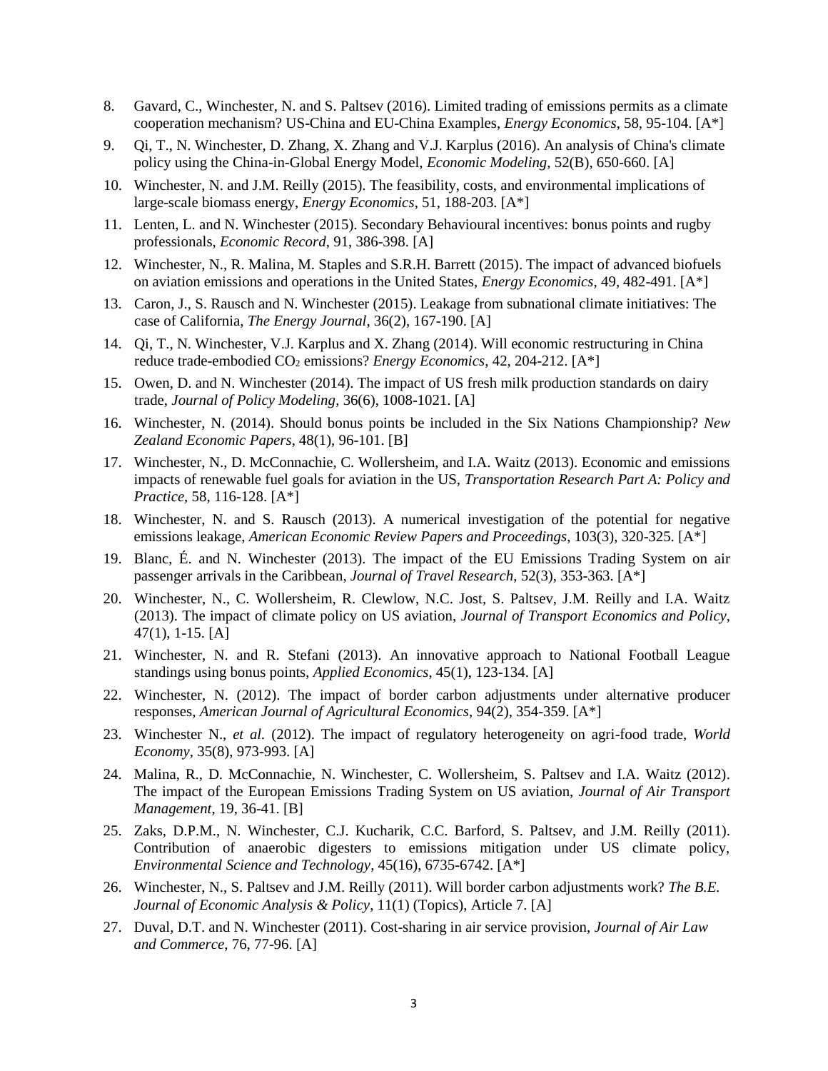8. Gavard, C., Winchester, N. and S. Paltsev (2016). Limited trading of emissions permits as a climate cooperation mechanism? US-China and EU-China Examples, *Energy Economics*, 58, 95-104. [A*]
9. Qi, T., N. Winchester, D. Zhang, X. Zhang and V.J. Karplus (2016). An analysis of China's climate policy using the China-in-Global Energy Model, *Economic Modeling*, 52(B), 650-660. [A]
10. Winchester, N. and J.M. Reilly (2015). The feasibility, costs, and environmental implications of large-scale biomass energy, *Energy Economics*, 51, 188-203. [A*]
11. Lenten, L. and N. Winchester (2015). Secondary Behavioural incentives: bonus points and rugby professionals, *Economic Record*, 91, 386-398. [A]
12. Winchester, N., R. Malina, M. Staples and S.R.H. Barrett (2015). The impact of advanced biofuels on aviation emissions and operations in the United States, *Energy Economics*, 49, 482-491. [A*]
13. Caron, J., S. Rausch and N. Winchester (2015). Leakage from subnational climate initiatives: The case of California, *The Energy Journal*, 36(2), 167-190. [A]
14. Qi, T., N. Winchester, V.J. Karplus and X. Zhang (2014). Will economic restructuring in China reduce trade-embodied $CO_2$ emissions? *Energy Economics*, 42, 204-212. [A*]
15. Owen, D. and N. Winchester (2014). The impact of US fresh milk production standards on dairy trade, *Journal of Policy Modeling*, 36(6), 1008-1021. [A]
16. Winchester, N. (2014). Should bonus points be included in the Six Nations Championship? *New Zealand Economic Papers*, 48(1), 96-101. [B]
17. Winchester, N., D. McConnachie, C. Wollersheim, and I.A. Waitz (2013). Economic and emissions impacts of renewable fuel goals for aviation in the US, *Transportation Research Part A: Policy and Practice*, 58, 116-128. [A*]
18. Winchester, N. and S. Rausch (2013). A numerical investigation of the potential for negative emissions leakage, *American Economic Review Papers and Proceedings*, 103(3), 320-325. [A*]
19. Blanc, É. and N. Winchester (2013). The impact of the EU Emissions Trading System on air passenger arrivals in the Caribbean, *Journal of Travel Research*, 52(3), 353-363. [A*]
20. Winchester, N., C. Wollersheim, R. Clewlow, N.C. Jost, S. Paltsev, J.M. Reilly and I.A. Waitz (2013). The impact of climate policy on US aviation, *Journal of Transport Economics and Policy*, 47(1), 1-15. [A]
21. Winchester, N. and R. Stefani (2013). An innovative approach to National Football League standings using bonus points, *Applied Economics*, 45(1), 123-134. [A]
22. Winchester, N. (2012). The impact of border carbon adjustments under alternative producer responses, *American Journal of Agricultural Economics*, 94(2), 354-359. [A*]
23. Winchester N., *et al.* (2012). The impact of regulatory heterogeneity on agri-food trade, *World Economy*, 35(8), 973-993. [A]
24. Malina, R., D. McConnachie, N. Winchester, C. Wollersheim, S. Paltsev and I.A. Waitz (2012). The impact of the European Emissions Trading System on US aviation, *Journal of Air Transport Management*, 19, 36-41. [B]
25. Zaks, D.P.M., N. Winchester, C.J. Kucharik, C.C. Barford, S. Paltsev, and J.M. Reilly (2011). Contribution of anaerobic digesters to emissions mitigation under US climate policy, *Environmental Science and Technology*, 45(16), 6735-6742. [A*]
26. Winchester, N., S. Paltsev and J.M. Reilly (2011). Will border carbon adjustments work? *The B.E. Journal of Economic Analysis & Policy*, 11(1) (Topics), Article 7. [A]
27. Duval, D.T. and N. Winchester (2011). Cost-sharing in air service provision, *Journal of Air Law and Commerce*, 76, 77-96. [A]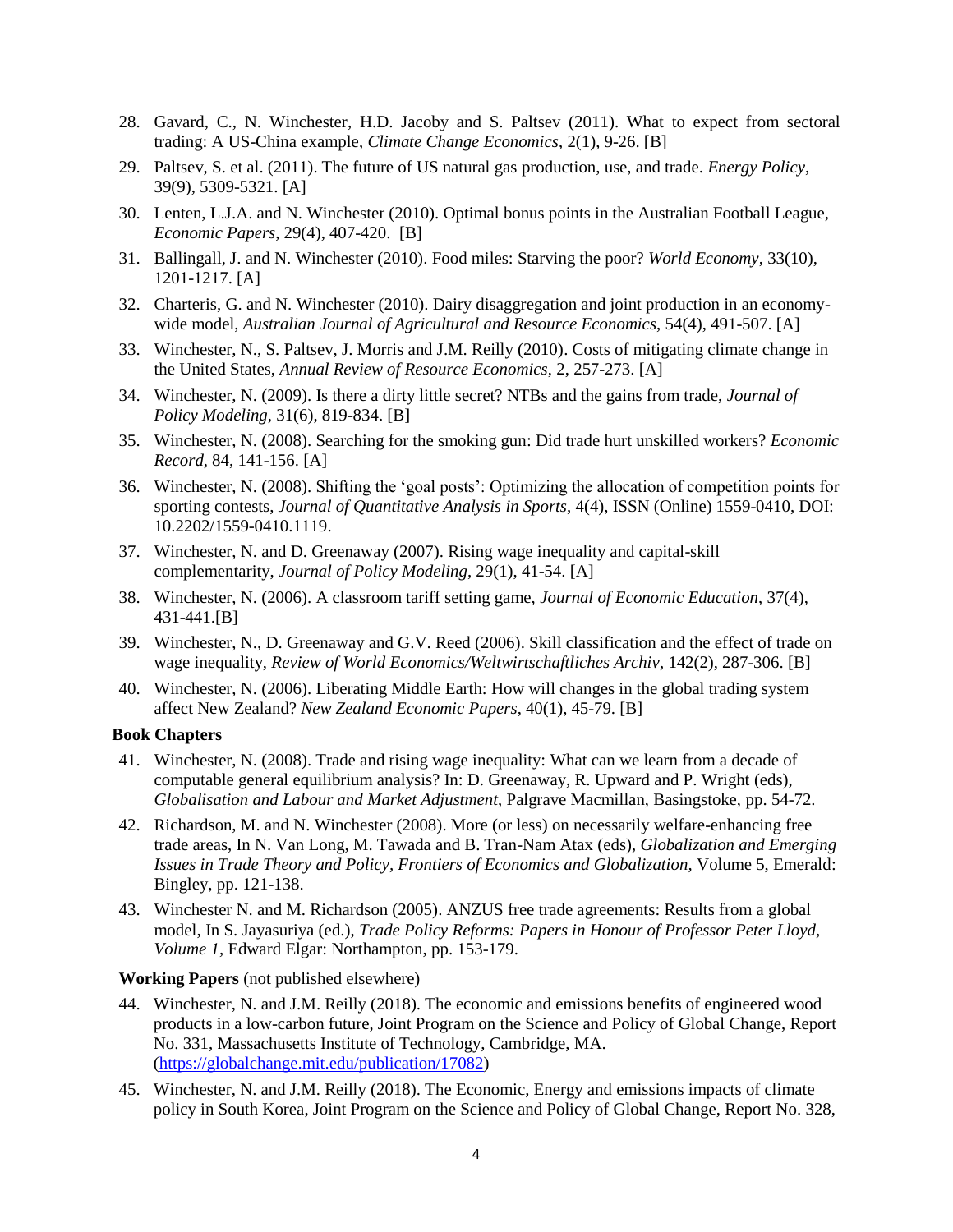28. Gavard, C., N. Winchester, H.D. Jacoby and S. Paltsev (2011). What to expect from sectoral trading: A US-China example, *Climate Change Economics*, 2(1), 9-26. [B]
29. Paltsev, S. et al. (2011). The future of US natural gas production, use, and trade. *Energy Policy*, 39(9), 5309-5321. [A]
30. Lenten, L.J.A. and N. Winchester (2010). Optimal bonus points in the Australian Football League, *Economic Papers*, 29(4), 407-420. [B]
31. Ballingall, J. and N. Winchester (2010). Food miles: Starving the poor? *World Economy*, 33(10), 1201-1217. [A]
32. Charteris, G. and N. Winchester (2010). Dairy disaggregation and joint production in an economy-wide model, *Australian Journal of Agricultural and Resource Economics*, 54(4), 491-507. [A]
33. Winchester, N., S. Paltsev, J. Morris and J.M. Reilly (2010). Costs of mitigating climate change in the United States, *Annual Review of Resource Economics*, 2, 257-273. [A]
34. Winchester, N. (2009). Is there a dirty little secret? NTBs and the gains from trade, *Journal of Policy Modeling*, 31(6), 819-834. [B]
35. Winchester, N. (2008). Searching for the smoking gun: Did trade hurt unskilled workers? *Economic Record*, 84, 141-156. [A]
36. Winchester, N. (2008). Shifting the 'goal posts': Optimizing the allocation of competition points for sporting contests, *Journal of Quantitative Analysis in Sports*, 4(4), ISSN (Online) 1559-0410, DOI: 10.2202/1559-0410.1119.
37. Winchester, N. and D. Greenaway (2007). Rising wage inequality and capital-skill complementarity, *Journal of Policy Modeling*, 29(1), 41-54. [A]
38. Winchester, N. (2006). A classroom tariff setting game, *Journal of Economic Education*, 37(4), 431-441.[B]
39. Winchester, N., D. Greenaway and G.V. Reed (2006). Skill classification and the effect of trade on wage inequality, *Review of World Economics/Weltwirtschaftliches Archiv*, 142(2), 287-306. [B]
40. Winchester, N. (2006). Liberating Middle Earth: How will changes in the global trading system affect New Zealand? *New Zealand Economic Papers*, 40(1), 45-79. [B]

**Book Chapters**

41. Winchester, N. (2008). Trade and rising wage inequality: What can we learn from a decade of computable general equilibrium analysis? In: D. Greenaway, R. Upward and P. Wright (eds), *Globalisation and Labour and Market Adjustment*, Palgrave Macmillan, Basingstoke, pp. 54-72.
42. Richardson, M. and N. Winchester (2008). More (or less) on necessarily welfare-enhancing free trade areas, In N. Van Long, M. Tawada and B. Tran-Nam Atax (eds), *Globalization and Emerging Issues in Trade Theory and Policy, Frontiers of Economics and Globalization*, Volume 5, Emerald: Bingley, pp. 121-138.
43. Winchester N. and M. Richardson (2005). ANZUS free trade agreements: Results from a global model, In S. Jayasuriya (ed.), *Trade Policy Reforms: Papers in Honour of Professor Peter Lloyd, Volume 1*, Edward Elgar: Northampton, pp. 153-179.

**Working Papers** (not published elsewhere)

44. Winchester, N. and J.M. Reilly (2018). The economic and emissions benefits of engineered wood products in a low-carbon future, Joint Program on the Science and Policy of Global Change, Report No. 331, Massachusetts Institute of Technology, Cambridge, MA. (https://globalchange.mit.edu/publication/17082)
45. Winchester, N. and J.M. Reilly (2018). The Economic, Energy and emissions impacts of climate policy in South Korea, Joint Program on the Science and Policy of Global Change, Report No. 328,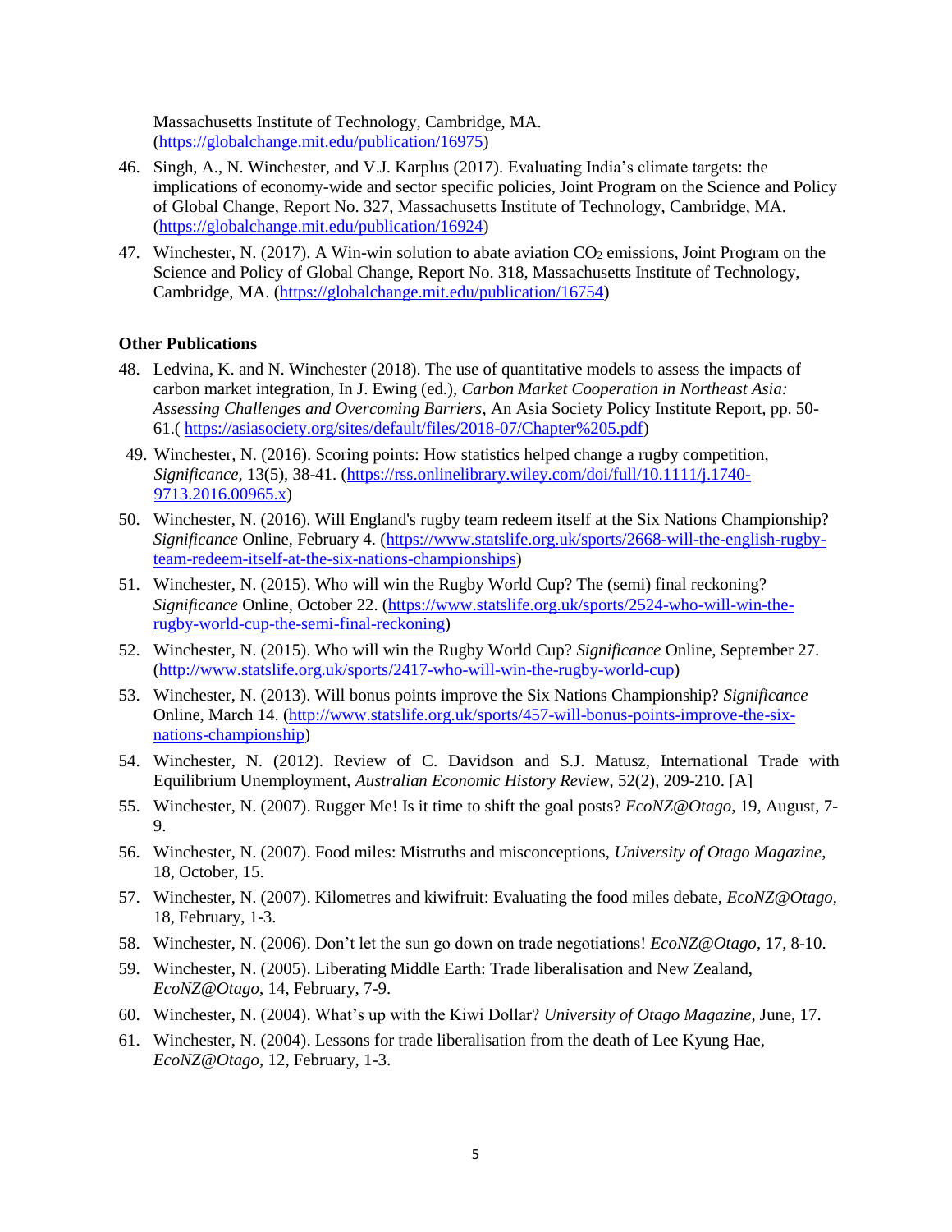Massachusetts Institute of Technology, Cambridge, MA. (https://globalchange.mit.edu/publication/16975)

46. Singh, A., N. Winchester, and V.J. Karplus (2017). Evaluating India's climate targets: the implications of economy-wide and sector specific policies, Joint Program on the Science and Policy of Global Change, Report No. 327, Massachusetts Institute of Technology, Cambridge, MA. (https://globalchange.mit.edu/publication/16924)
47. Winchester, N. (2017). A Win-win solution to abate aviation $CO_2$ emissions, Joint Program on the Science and Policy of Global Change, Report No. 318, Massachusetts Institute of Technology, Cambridge, MA. (https://globalchange.mit.edu/publication/16754)

**Other Publications**

48. Ledvina, K. and N. Winchester (2018). The use of quantitative models to assess the impacts of carbon market integration, In J. Ewing (ed.), *Carbon Market Cooperation in Northeast Asia: Assessing Challenges and Overcoming Barriers*, An Asia Society Policy Institute Report, pp. 50-61.( https://asiasociety.org/sites/default/files/2018-07/Chapter%205.pdf)
49. Winchester, N. (2016). Scoring points: How statistics helped change a rugby competition, *Significance*, 13(5), 38-41. (https://rss.onlinelibrary.wiley.com/doi/full/10.1111/j.1740-9713.2016.00965.x)
50. Winchester, N. (2016). Will England's rugby team redeem itself at the Six Nations Championship? *Significance* Online, February 4. (https://www.statslife.org.uk/sports/2668-will-the-english-rugby-team-redeem-itself-at-the-six-nations-championships)
51. Winchester, N. (2015). Who will win the Rugby World Cup? The (semi) final reckoning? *Significance* Online, October 22. (https://www.statslife.org.uk/sports/2524-who-will-win-the-rugby-world-cup-the-semi-final-reckoning)
52. Winchester, N. (2015). Who will win the Rugby World Cup? *Significance* Online, September 27. (http://www.statslife.org.uk/sports/2417-who-will-win-the-rugby-world-cup)
53. Winchester, N. (2013). Will bonus points improve the Six Nations Championship? *Significance* Online, March 14. (http://www.statslife.org.uk/sports/457-will-bonus-points-improve-the-six-nations-championship)
54. Winchester, N. (2012). Review of C. Davidson and S.J. Matusz, International Trade with Equilibrium Unemployment, *Australian Economic History Review*, 52(2), 209-210. [A]
55. Winchester, N. (2007). Rugger Me! Is it time to shift the goal posts? *EcoNZ@Otago*, 19, August, 7-9.
56. Winchester, N. (2007). Food miles: Mistruths and misconceptions, *University of Otago Magazine*, 18, October, 15.
57. Winchester, N. (2007). Kilometres and kiwifruit: Evaluating the food miles debate, *EcoNZ@Otago*, 18, February, 1-3.
58. Winchester, N. (2006). Don't let the sun go down on trade negotiations! *EcoNZ@Otago*, 17, 8-10.
59. Winchester, N. (2005). Liberating Middle Earth: Trade liberalisation and New Zealand, *EcoNZ@Otago*, 14, February, 7-9.
60. Winchester, N. (2004). What's up with the Kiwi Dollar? *University of Otago Magazine*, June, 17.
61. Winchester, N. (2004). Lessons for trade liberalisation from the death of Lee Kyung Hae, *EcoNZ@Otago*, 12, February, 1-3.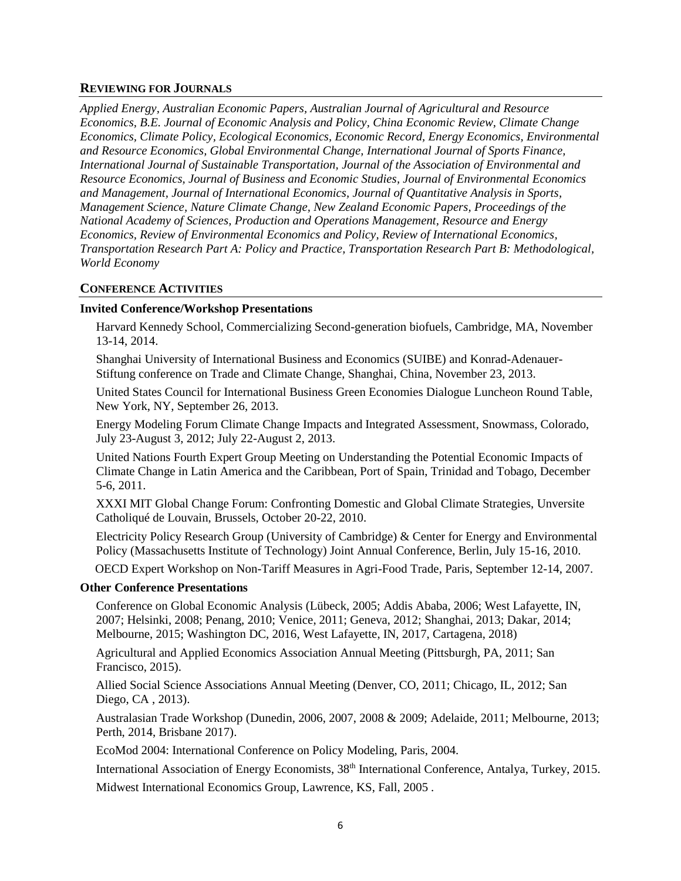## REVIEWING FOR JOURNALS

*Applied Energy, Australian Economic Papers, Australian Journal of Agricultural and Resource Economics, B.E. Journal of Economic Analysis and Policy, China Economic Review, Climate Change Economics, Climate Policy, Ecological Economics, Economic Record, Energy Economics, Environmental and Resource Economics, Global Environmental Change, International Journal of Sports Finance, International Journal of Sustainable Transportation, Journal of the Association of Environmental and Resource Economics, Journal of Business and Economic Studies, Journal of Environmental Economics and Management, Journal of International Economics, Journal of Quantitative Analysis in Sports, Management Science, Nature Climate Change, New Zealand Economic Papers, Proceedings of the National Academy of Sciences, Production and Operations Management, Resource and Energy Economics, Review of Environmental Economics and Policy, Review of International Economics, Transportation Research Part A: Policy and Practice, Transportation Research Part B: Methodological, World Economy*

## CONFERENCE ACTIVITIES

### Invited Conference/Workshop Presentations

Harvard Kennedy School, Commercializing Second-generation biofuels, Cambridge, MA, November 13-14, 2014.

Shanghai University of International Business and Economics (SUIBE) and Konrad-Adenauer-Stiftung conference on Trade and Climate Change, Shanghai, China, November 23, 2013.

United States Council for International Business Green Economies Dialogue Luncheon Round Table, New York, NY, September 26, 2013.

Energy Modeling Forum Climate Change Impacts and Integrated Assessment, Snowmass, Colorado, July 23-August 3, 2012; July 22-August 2, 2013.

United Nations Fourth Expert Group Meeting on Understanding the Potential Economic Impacts of Climate Change in Latin America and the Caribbean, Port of Spain, Trinidad and Tobago, December 5-6, 2011.

XXXI MIT Global Change Forum: Confronting Domestic and Global Climate Strategies, Unversite Catholiqué de Louvain, Brussels, October 20-22, 2010.

Electricity Policy Research Group (University of Cambridge) & Center for Energy and Environmental Policy (Massachusetts Institute of Technology) Joint Annual Conference, Berlin, July 15-16, 2010.

OECD Expert Workshop on Non-Tariff Measures in Agri-Food Trade, Paris, September 12-14, 2007.

### Other Conference Presentations

Conference on Global Economic Analysis (Lübeck, 2005; Addis Ababa, 2006; West Lafayette, IN, 2007; Helsinki, 2008; Penang, 2010; Venice, 2011; Geneva, 2012; Shanghai, 2013; Dakar, 2014; Melbourne, 2015; Washington DC, 2016, West Lafayette, IN, 2017, Cartagena, 2018)

Agricultural and Applied Economics Association Annual Meeting (Pittsburgh, PA, 2011; San Francisco, 2015).

Allied Social Science Associations Annual Meeting (Denver, CO, 2011; Chicago, IL, 2012; San Diego, CA , 2013).

Australasian Trade Workshop (Dunedin, 2006, 2007, 2008 & 2009; Adelaide, 2011; Melbourne, 2013; Perth, 2014, Brisbane 2017).

EcoMod 2004: International Conference on Policy Modeling, Paris, 2004.

International Association of Energy Economists, 38th International Conference, Antalya, Turkey, 2015.

Midwest International Economics Group, Lawrence, KS, Fall, 2005 .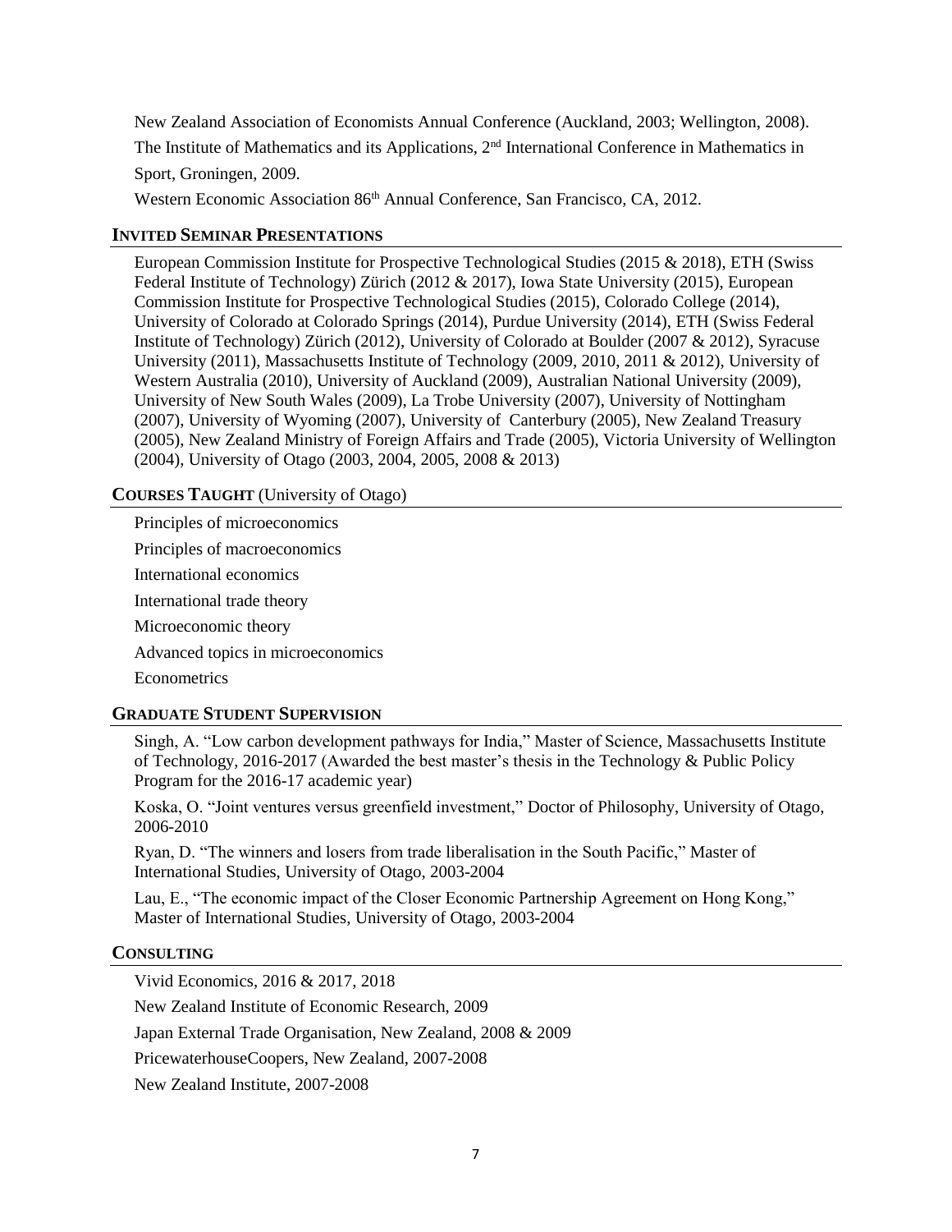New Zealand Association of Economists Annual Conference (Auckland, 2003; Wellington, 2008).

The Institute of Mathematics and its Applications, 2nd International Conference in Mathematics in Sport, Groningen, 2009.

Western Economic Association 86th Annual Conference, San Francisco, CA, 2012.

## INVITED SEMINAR PRESENTATIONS

European Commission Institute for Prospective Technological Studies (2015 & 2018), ETH (Swiss Federal Institute of Technology) Zürich (2012 & 2017), Iowa State University (2015), European Commission Institute for Prospective Technological Studies (2015), Colorado College (2014), University of Colorado at Colorado Springs (2014), Purdue University (2014), ETH (Swiss Federal Institute of Technology) Zürich (2012), University of Colorado at Boulder (2007 & 2012), Syracuse University (2011), Massachusetts Institute of Technology (2009, 2010, 2011 & 2012), University of Western Australia (2010), University of Auckland (2009), Australian National University (2009), University of New South Wales (2009), La Trobe University (2007), University of Nottingham (2007), University of Wyoming (2007), University of Canterbury (2005), New Zealand Treasury (2005), New Zealand Ministry of Foreign Affairs and Trade (2005), Victoria University of Wellington (2004), University of Otago (2003, 2004, 2005, 2008 & 2013)

## COURSES TAUGHT (University of Otago)

Principles of microeconomics

Principles of macroeconomics

International economics

International trade theory

Microeconomic theory

Advanced topics in microeconomics

Econometrics

## GRADUATE STUDENT SUPERVISION

Singh, A. "Low carbon development pathways for India," Master of Science, Massachusetts Institute of Technology, 2016-2017 (Awarded the best master's thesis in the Technology & Public Policy Program for the 2016-17 academic year)

Koska, O. "Joint ventures versus greenfield investment," Doctor of Philosophy, University of Otago, 2006-2010

Ryan, D. "The winners and losers from trade liberalisation in the South Pacific," Master of International Studies, University of Otago, 2003-2004

Lau, E., "The economic impact of the Closer Economic Partnership Agreement on Hong Kong," Master of International Studies, University of Otago, 2003-2004

## CONSULTING

Vivid Economics, 2016 & 2017, 2018

New Zealand Institute of Economic Research, 2009

Japan External Trade Organisation, New Zealand, 2008 & 2009

PricewaterhouseCoopers, New Zealand, 2007-2008

New Zealand Institute, 2007-2008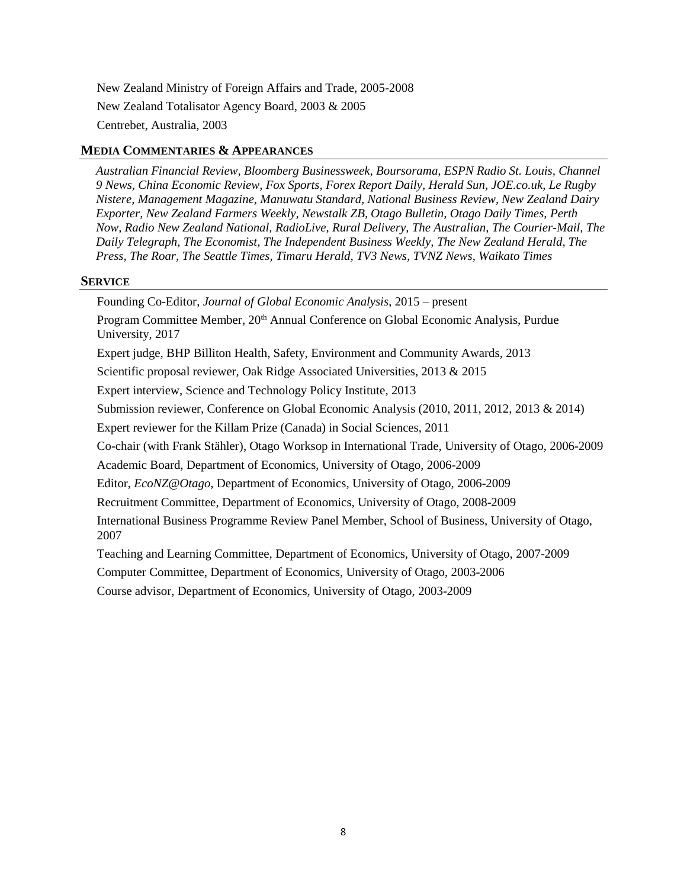New Zealand Ministry of Foreign Affairs and Trade, 2005-2008

New Zealand Totalisator Agency Board, 2003 & 2005

Centrebet, Australia, 2003

## MEDIA COMMENTARIES & APPEARANCES

*Australian Financial Review, Bloomberg Businessweek, Boursorama, ESPN Radio St. Louis, Channel 9 News, China Economic Review, Fox Sports, Forex Report Daily, Herald Sun, JOE.co.uk, Le Rugby Nistere, Management Magazine, Manuwatu Standard, National Business Review, New Zealand Dairy Exporter, New Zealand Farmers Weekly, Newstalk ZB, Otago Bulletin, Otago Daily Times, Perth Now, Radio New Zealand National, RadioLive, Rural Delivery, The Australian, The Courier-Mail, The Daily Telegraph, The Economist, The Independent Business Weekly, The New Zealand Herald, The Press, The Roar, The Seattle Times, Timaru Herald, TV3 News, TVNZ News, Waikato Times*

## SERVICE

Founding Co-Editor, *Journal of Global Economic Analysis*, 2015 – present

Program Committee Member, 20th Annual Conference on Global Economic Analysis, Purdue University, 2017

Expert judge, BHP Billiton Health, Safety, Environment and Community Awards, 2013

Scientific proposal reviewer, Oak Ridge Associated Universities, 2013 & 2015

Expert interview, Science and Technology Policy Institute, 2013

Submission reviewer, Conference on Global Economic Analysis (2010, 2011, 2012, 2013 & 2014)

Expert reviewer for the Killam Prize (Canada) in Social Sciences, 2011

Co-chair (with Frank Stähler), Otago Worksop in International Trade, University of Otago, 2006-2009

Academic Board, Department of Economics, University of Otago, 2006-2009

Editor, *EcoNZ@Otago*, Department of Economics, University of Otago, 2006-2009

Recruitment Committee, Department of Economics, University of Otago, 2008-2009

International Business Programme Review Panel Member, School of Business, University of Otago, 2007

Teaching and Learning Committee, Department of Economics, University of Otago, 2007-2009

Computer Committee, Department of Economics, University of Otago, 2003-2006

Course advisor, Department of Economics, University of Otago, 2003-2009